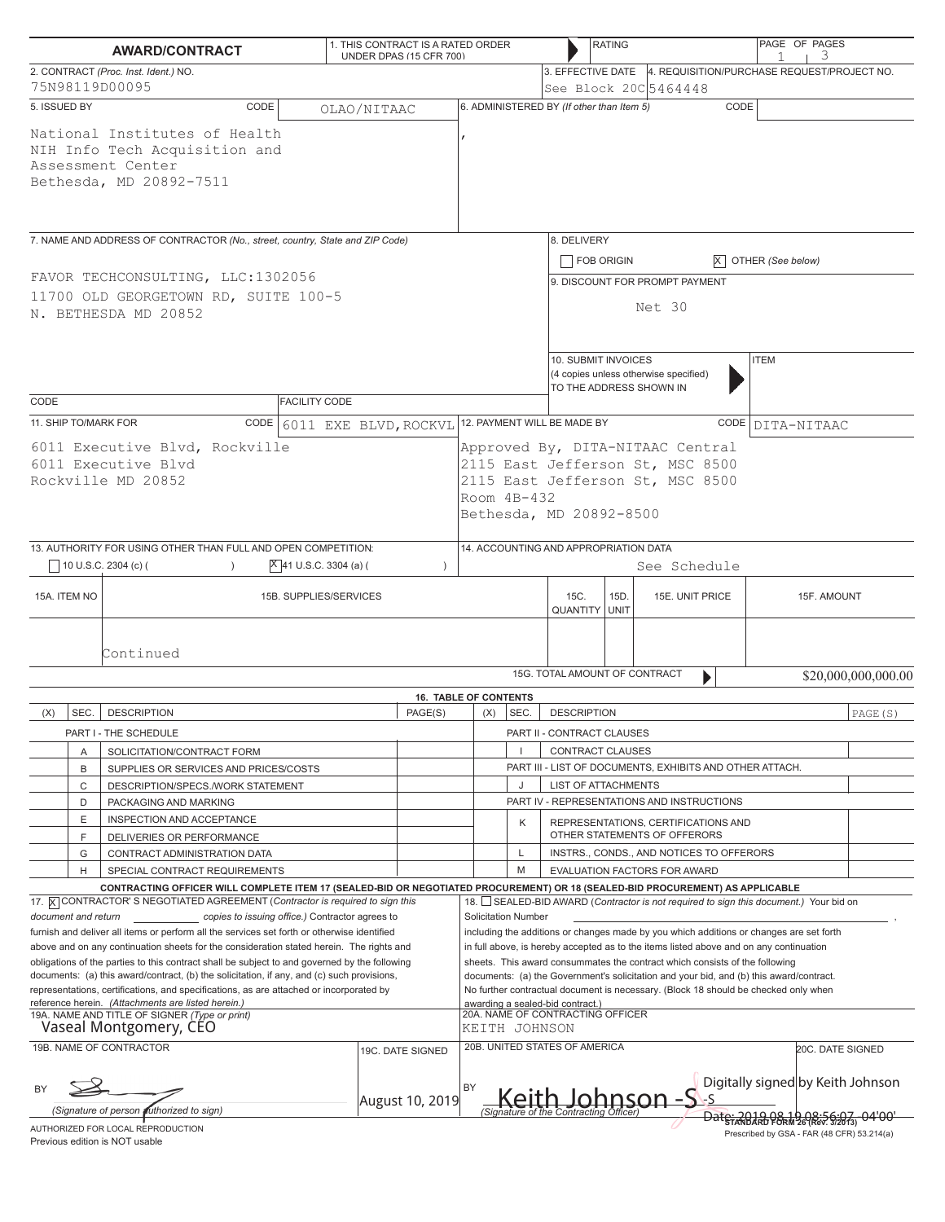# AWARD/CONTRACT

| | | | |
|---|---|---|---|
| **AWARD/CONTRACT** | 1. THIS CONTRACT IS A RATED ORDER UNDER DPAS (15 CFR 700) | RATING | PAGE OF PAGES 1 3 |
| 2. CONTRACT *(Proc. Inst. Ident.)* NO. 75N98119D00095 | 3. EFFECTIVE DATE See Block 20C | 4. REQUISITION/PURCHASE REQUEST/PROJECT NO. 5464448 | |
| 5. ISSUED BY CODE OLAO/NITAAC | 6. ADMINISTERED BY *(If other than Item 5)* CODE | | |

**5. ISSUED BY** (CODE: OLAO/NITAAC)

National Institutes of Health
NIH Info Tech Acquisition and
Assessment Center
Bethesda, MD 20892-7511

**6. ADMINISTERED BY** *(If other than Item 5)* CODE

,

**7. NAME AND ADDRESS OF CONTRACTOR** *(No., street, country, State and ZIP Code)*

FAVOR TECHCONSULTING, LLC:1302056
11700 OLD GEORGETOWN RD, SUITE 100-5
N. BETHESDA MD 20852

CODE | FACILITY CODE

**8. DELIVERY**

☐ FOB ORIGIN ☒ OTHER *(See below)*

**9. DISCOUNT FOR PROMPT PAYMENT**

Net 30

**10. SUBMIT INVOICES** (4 copies unless otherwise specified) TO THE ADDRESS SHOWN IN ▶ ITEM

**11. SHIP TO/MARK FOR** CODE 6011 EXE BLVD,ROCKVL

6011 Executive Blvd, Rockville
6011 Executive Blvd
Rockville MD 20852

**12. PAYMENT WILL BE MADE BY** CODE DITA-NITAAC

Approved By, DITA-NITAAC Central
2115 East Jefferson St, MSC 8500
2115 East Jefferson St, MSC 8500
Room 4B-432
Bethesda, MD 20892-8500

**13. AUTHORITY FOR USING OTHER THAN FULL AND OPEN COMPETITION:**

☐ 10 U.S.C. 2304 (c) ( ) ☒ 41 U.S.C. 3304 (a) ( )

**14. ACCOUNTING AND APPROPRIATION DATA**

See Schedule

| 15A. ITEM NO | 15B. SUPPLIES/SERVICES | 15C. QUANTITY | 15D. UNIT | 15E. UNIT PRICE | 15F. AMOUNT |
|---|---|---|---|---|---|
| | Continued | | | | |
| | | | | 15G. TOTAL AMOUNT OF CONTRACT ▶ | $20,000,000,000.00 |

**16. TABLE OF CONTENTS**

| (X) | SEC. | DESCRIPTION | PAGE(S) | (X) | SEC. | DESCRIPTION | PAGE(S) |
|---|---|---|---|---|---|---|---|
| | | PART I - THE SCHEDULE | | | | PART II - CONTRACT CLAUSES | |
| | A | SOLICITATION/CONTRACT FORM | | | I | CONTRACT CLAUSES | |
| | B | SUPPLIES OR SERVICES AND PRICES/COSTS | | | | PART III - LIST OF DOCUMENTS, EXHIBITS AND OTHER ATTACH. | |
| | C | DESCRIPTION/SPECS./WORK STATEMENT | | | J | LIST OF ATTACHMENTS | |
| | D | PACKAGING AND MARKING | | | | PART IV - REPRESENTATIONS AND INSTRUCTIONS | |
| | E | INSPECTION AND ACCEPTANCE | | | K | REPRESENTATIONS, CERTIFICATIONS AND OTHER STATEMENTS OF OFFERORS | |
| | F | DELIVERIES OR PERFORMANCE | | | L | INSTRS., CONDS., AND NOTICES TO OFFERORS | |
| | G | CONTRACT ADMINISTRATION DATA | | | M | EVALUATION FACTORS FOR AWARD | |
| | H | SPECIAL CONTRACT REQUIREMENTS | | | | | |

**CONTRACTING OFFICER WILL COMPLETE ITEM 17 (SEALED-BID OR NEGOTIATED PROCUREMENT) OR 18 (SEALED-BID PROCUREMENT) AS APPLICABLE**

17. ☒ CONTRACTOR' S NEGOTIATED AGREEMENT *(Contractor is required to sign this document and return ______ copies to issuing office.)* Contractor agrees to furnish and deliver all items or perform all the services set forth or otherwise identified above and on any continuation sheets for the consideration stated herein. The rights and obligations of the parties to this contract shall be subject to and governed by the following documents: (a) this award/contract, (b) the solicitation, if any, and (c) such provisions, representations, certifications, and specifications, as are attached or incorporated by reference herein. *(Attachments are listed herein.)*

18. ☐ SEALED-BID AWARD *(Contractor is not required to sign this document.)* Your bid on Solicitation Number ______________________, including the additions or changes made by you which additions or changes are set forth in full above, is hereby accepted as to the items listed above and on any continuation sheets. This award consummates the contract which consists of the following documents: (a) the Government's solicitation and your bid, and (b) this award/contract. No further contractual document is necessary. (Block 18 should be checked only when awarding a sealed-bid contract.)

| | | | |
|---|---|---|---|
| 19A. NAME AND TITLE OF SIGNER *(Type or print)* Vaseal Montgomery, CEO | | 20A. NAME OF CONTRACTING OFFICER KEITH JOHNSON | |
| 19B. NAME OF CONTRACTOR BY [signature] *(Signature of person authorized to sign)* | 19C. DATE SIGNED August 10, 2019 | 20B. UNITED STATES OF AMERICA BY Keith Johnson -S *(Signature of the Contracting Officer)* | 20C. DATE SIGNED Digitally signed by Keith Johnson -S Date: 2019.08.19 08:56:07 -04'00' |

AUTHORIZED FOR LOCAL REPRODUCTION
Previous edition is NOT usable

STANDARD FORM 26 (Rev. 3/2013)
Prescribed by GSA - FAR (48 CFR) 53.214(a)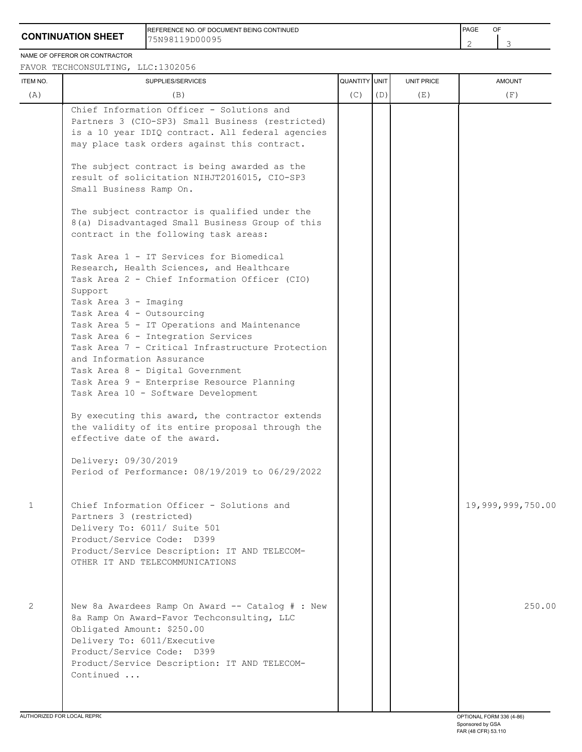**CONTINUATION SHEET**

REFERENCE NO. OF DOCUMENT BEING CONTINUED: 75N98119D00095

NAME OF OFFEROR OR CONTRACTOR: FAVOR TECHCONSULTING, LLC:1302056

| ITEM NO. (A) | SUPPLIES/SERVICES (B) | QUANTITY (C) | UNIT (D) | UNIT PRICE (E) | AMOUNT (F) |
|---|---|---|---|---|---|
| | Chief Information Officer - Solutions and Partners 3 (CIO-SP3) Small Business (restricted) is a 10 year IDIQ contract. All federal agencies may place task orders against this contract.<br><br>The subject contract is being awarded as the result of solicitation NIHJT2016015, CIO-SP3 Small Business Ramp On.<br><br>The subject contractor is qualified under the 8(a) Disadvantaged Small Business Group of this contract in the following task areas:<br><br>Task Area 1 - IT Services for Biomedical Research, Health Sciences, and Healthcare<br>Task Area 2 - Chief Information Officer (CIO) Support<br>Task Area 3 - Imaging<br>Task Area 4 - Outsourcing<br>Task Area 5 - IT Operations and Maintenance<br>Task Area 6 - Integration Services<br>Task Area 7 - Critical Infrastructure Protection and Information Assurance<br>Task Area 8 - Digital Government<br>Task Area 9 - Enterprise Resource Planning<br>Task Area 10 - Software Development<br><br>By executing this award, the contractor extends the validity of its entire proposal through the effective date of the award.<br><br>Delivery: 09/30/2019<br>Period of Performance: 08/19/2019 to 06/29/2022 | | | | |
| 1 | Chief Information Officer - Solutions and Partners 3 (restricted)<br>Delivery To: 6011/ Suite 501<br>Product/Service Code: D399<br>Product/Service Description: IT AND TELECOM-OTHER IT AND TELECOMMUNICATIONS | | | | 19,999,999,750.00 |
| 2 | New 8a Awardees Ramp On Award -- Catalog # : New 8a Ramp On Award-Favor Techconsulting, LLC<br>Obligated Amount: $250.00<br>Delivery To: 6011/Executive<br>Product/Service Code: D399<br>Product/Service Description: IT AND TELECOM-<br>Continued ... | | | | 250.00 |

AUTHORIZED FOR LOCAL REPRODUCTION

OPTIONAL FORM 336 (4-86)
Sponsored by GSA
FAR (48 CFR) 53.110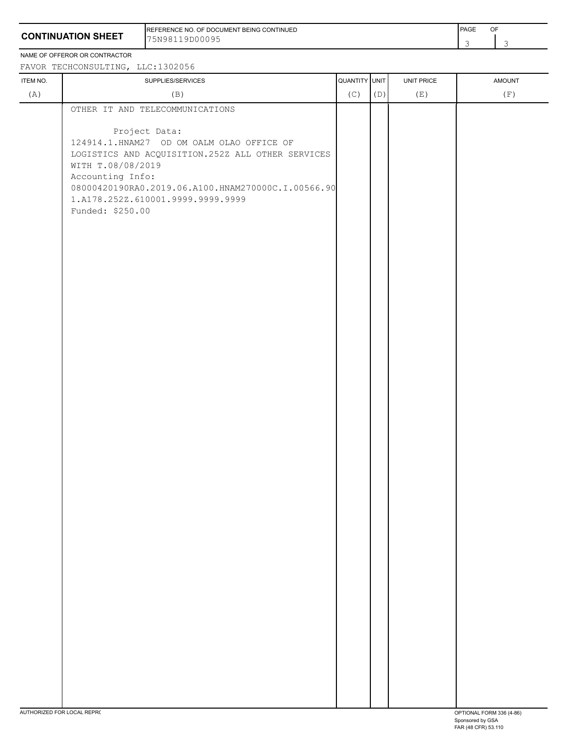**CONTINUATION SHEET**

REFERENCE NO. OF DOCUMENT BEING CONTINUED
75N98119D00095

NAME OF OFFEROR OR CONTRACTOR
FAVOR TECHCONSULTING, LLC:1302056

| ITEM NO. (A) | SUPPLIES/SERVICES (B) | QUANTITY (C) | UNIT (D) | UNIT PRICE (E) | AMOUNT (F) |
|---|---|---|---|---|---|
| | OTHER IT AND TELECOMMUNICATIONS<br><br>Project Data:<br>124914.1.HNAM27 OD OM OALM OLAO OFFICE OF LOGISTICS AND ACQUISITION.252Z ALL OTHER SERVICES WITH T.08/08/2019<br>Accounting Info:<br>08000420190RA0.2019.06.A100.HNAM270000C.I.00566.901.A178.252Z.610001.9999.9999.9999<br>Funded: $250.00 | | | | |

AUTHORIZED FOR LOCAL REPRODUCTION

OPTIONAL FORM 336 (4-86)
Sponsored by GSA
FAR (48 CFR) 53.110